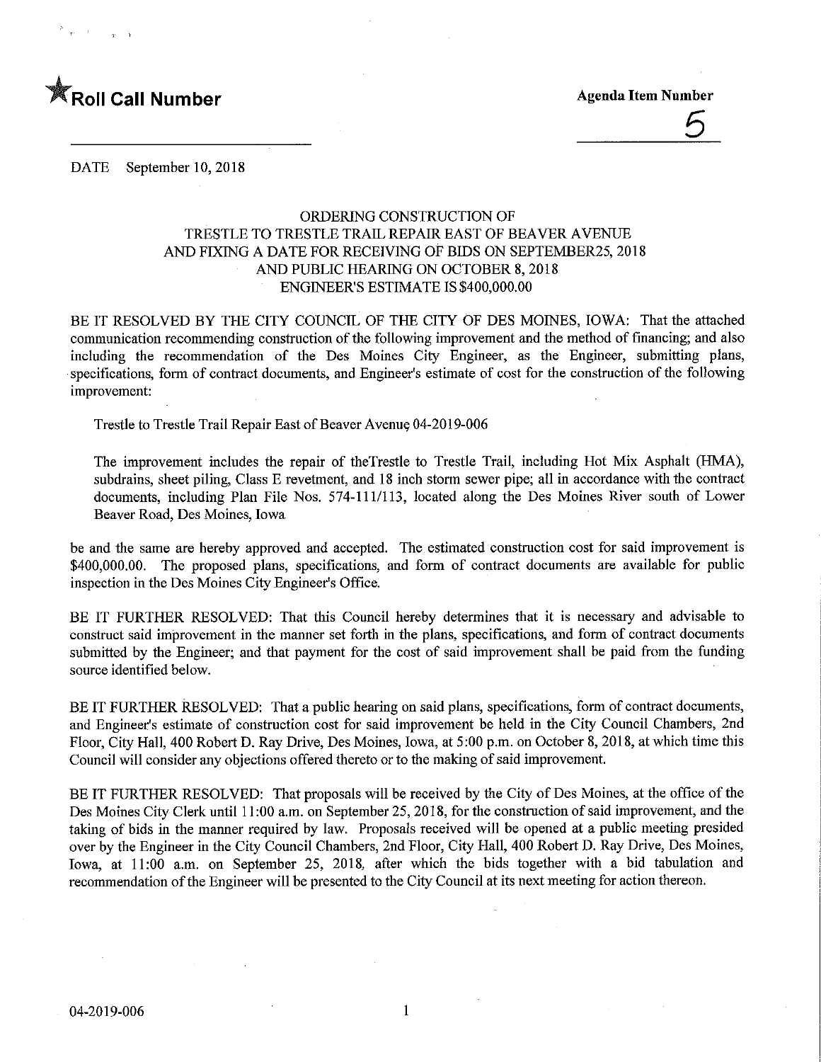★Roll Call Number

Agenda Item Number

5

DATE September 10, 2018

ORDERING CONSTRUCTION OF
TRESTLE TO TRESTLE TRAIL REPAIR EAST OF BEAVER AVENUE
AND FIXING A DATE FOR RECEIVING OF BIDS ON SEPTEMBER25, 2018
AND PUBLIC HEARING ON OCTOBER 8, 2018
ENGINEER'S ESTIMATE IS $400,000.00

BE IT RESOLVED BY THE CITY COUNCIL OF THE CITY OF DES MOINES, IOWA: That the attached communication recommending construction of the following improvement and the method of financing; and also including the recommendation of the Des Moines City Engineer, as the Engineer, submitting plans, specifications, form of contract documents, and Engineer's estimate of cost for the construction of the following improvement:

Trestle to Trestle Trail Repair East of Beaver Avenue 04-2019-006

The improvement includes the repair of theTrestle to Trestle Trail, including Hot Mix Asphalt (HMA), subdrains, sheet piling, Class E revetment, and 18 inch storm sewer pipe; all in accordance with the contract documents, including Plan File Nos. 574-111/113, located along the Des Moines River south of Lower Beaver Road, Des Moines, Iowa

be and the same are hereby approved and accepted. The estimated construction cost for said improvement is $400,000.00. The proposed plans, specifications, and form of contract documents are available for public inspection in the Des Moines City Engineer's Office.

BE IT FURTHER RESOLVED: That this Council hereby determines that it is necessary and advisable to construct said improvement in the manner set forth in the plans, specifications, and form of contract documents submitted by the Engineer; and that payment for the cost of said improvement shall be paid from the funding source identified below.

BE IT FURTHER RESOLVED: That a public hearing on said plans, specifications, form of contract documents, and Engineer's estimate of construction cost for said improvement be held in the City Council Chambers, 2nd Floor, City Hall, 400 Robert D. Ray Drive, Des Moines, Iowa, at 5:00 p.m. on October 8, 2018, at which time this Council will consider any objections offered thereto or to the making of said improvement.

BE IT FURTHER RESOLVED: That proposals will be received by the City of Des Moines, at the office of the Des Moines City Clerk until 11:00 a.m. on September 25, 2018, for the construction of said improvement, and the taking of bids in the manner required by law. Proposals received will be opened at a public meeting presided over by the Engineer in the City Council Chambers, 2nd Floor, City Hall, 400 Robert D. Ray Drive, Des Moines, Iowa, at 11:00 a.m. on September 25, 2018, after which the bids together with a bid tabulation and recommendation of the Engineer will be presented to the City Council at its next meeting for action thereon.

04-2019-006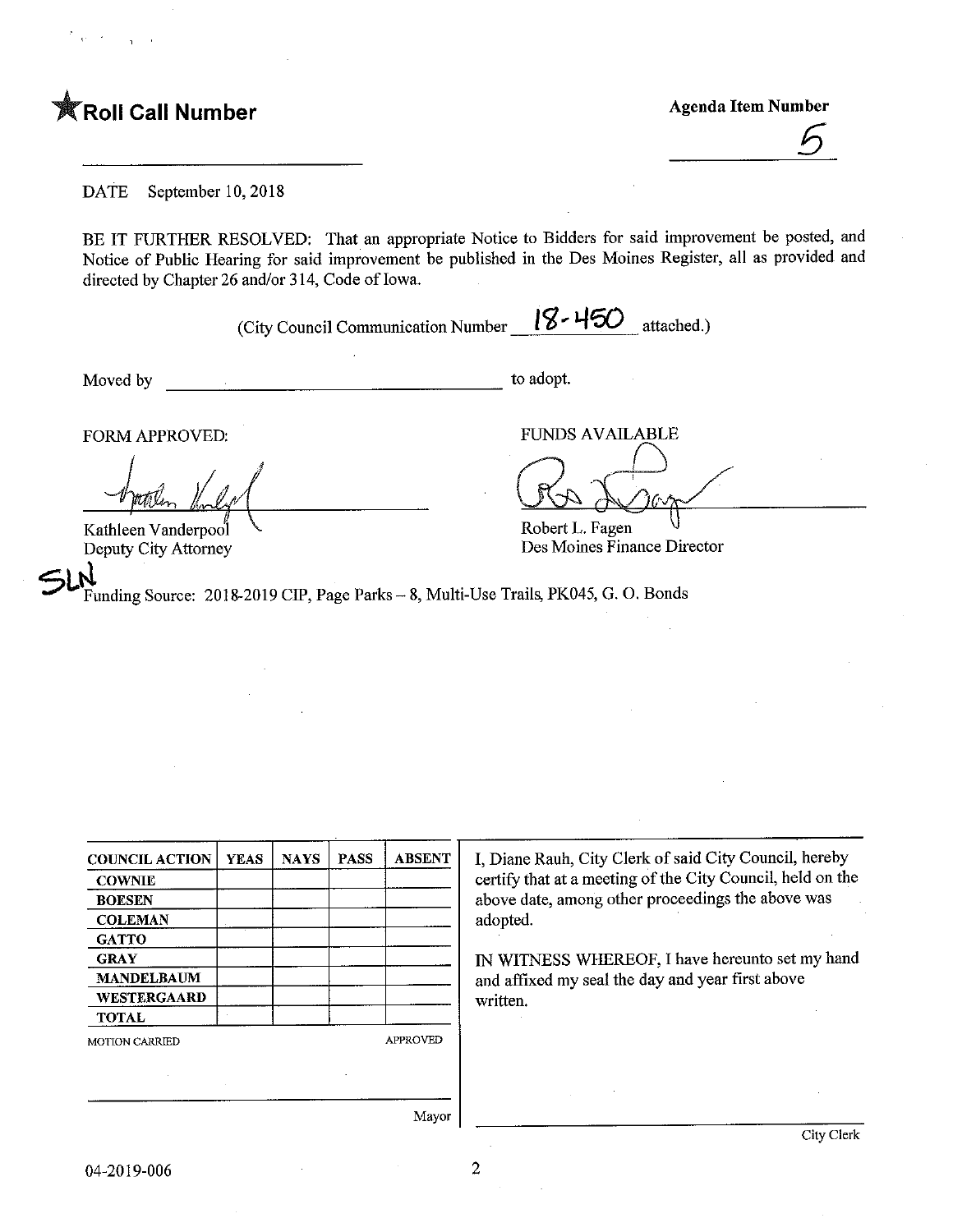★**Roll Call Number**

**Agenda Item Number**

5

DATE September 10, 2018

BE IT FURTHER RESOLVED: That an appropriate Notice to Bidders for said improvement be posted, and Notice of Public Hearing for said improvement be published in the Des Moines Register, all as provided and directed by Chapter 26 and/or 314, Code of Iowa.

(City Council Communication Number 18-450 attached.)

Moved by ______________________________ to adopt.

FORM APPROVED:

Kathleen Vanderpool
Deputy City Attorney

FUNDS AVAILABLE

Robert L. Fagen
Des Moines Finance Director

SLN

Funding Source: 2018-2019 CIP, Page Parks – 8, Multi-Use Trails, PK045, G. O. Bonds

| COUNCIL ACTION | YEAS | NAYS | PASS | ABSENT |
| --- | --- | --- | --- | --- |
| COWNIE | | | | |
| BOESEN | | | | |
| COLEMAN | | | | |
| GATTO | | | | |
| GRAY | | | | |
| MANDELBAUM | | | | |
| WESTERGAARD | | | | |
| TOTAL | | | | |

MOTION CARRIED APPROVED

______________________________ Mayor

I, Diane Rauh, City Clerk of said City Council, hereby certify that at a meeting of the City Council, held on the above date, among other proceedings the above was adopted.

IN WITNESS WHEREOF, I have hereunto set my hand and affixed my seal the day and year first above written.

______________________________ City Clerk

04-2019-006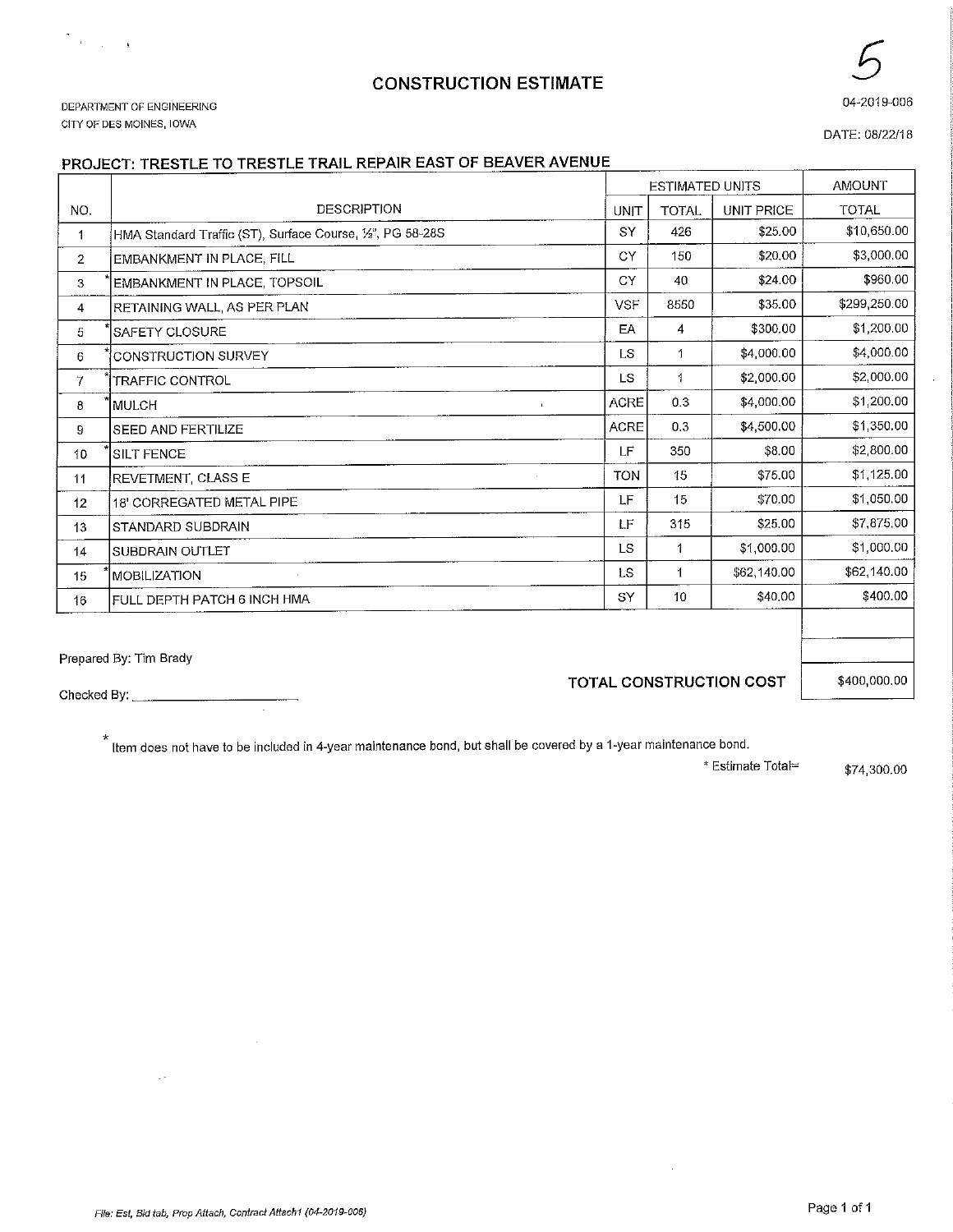5

# CONSTRUCTION ESTIMATE

DEPARTMENT OF ENGINEERING
CITY OF DES MOINES, IOWA

04-2019-006

DATE: 08/22/18

## PROJECT: TRESTLE TO TRESTLE TRAIL REPAIR EAST OF BEAVER AVENUE

| NO. | DESCRIPTION | ESTIMATED UNITS | | | AMOUNT |
|---|---|---|---|---|---|
| | | UNIT | TOTAL | UNIT PRICE | TOTAL |
| 1 | HMA Standard Traffic (ST), Surface Course, ½", PG 58-28S | SY | 426 | $25.00 | $10,650.00 |
| 2 | EMBANKMENT IN PLACE, FILL | CY | 150 | $20.00 | $3,000.00 |
| 3 | * EMBANKMENT IN PLACE, TOPSOIL | CY | 40 | $24.00 | $960.00 |
| 4 | RETAINING WALL, AS PER PLAN | VSF | 8550 | $35.00 | $299,250.00 |
| 5 | * SAFETY CLOSURE | EA | 4 | $300.00 | $1,200.00 |
| 6 | * CONSTRUCTION SURVEY | LS | 1 | $4,000.00 | $4,000.00 |
| 7 | * TRAFFIC CONTROL | LS | 1 | $2,000.00 | $2,000.00 |
| 8 | * MULCH | ACRE | 0.3 | $4,000.00 | $1,200.00 |
| 9 | SEED AND FERTILIZE | ACRE | 0.3 | $4,500.00 | $1,350.00 |
| 10 | * SILT FENCE | LF | 350 | $8.00 | $2,800.00 |
| 11 | REVETMENT, CLASS E | TON | 15 | $75.00 | $1,125.00 |
| 12 | 18' CORREGATED METAL PIPE | LF | 15 | $70.00 | $1,050.00 |
| 13 | STANDARD SUBDRAIN | LF | 315 | $25.00 | $7,875.00 |
| 14 | SUBDRAIN OUTLET | LS | 1 | $1,000.00 | $1,000.00 |
| 15 | * MOBILIZATION | LS | 1 | $62,140.00 | $62,140.00 |
| 16 | FULL DEPTH PATCH 6 INCH HMA | SY | 10 | $40.00 | $400.00 |

Prepared By: Tim Brady

Checked By: ____________________

**TOTAL CONSTRUCTION COST** $400,000.00

* Item does not have to be included in 4-year maintenance bond, but shall be covered by a 1-year maintenance bond.

* Estimate Total= $74,300.00

*File: Est, Bid tab, Prop Attach, Contract Attach1 (04-2019-006)*